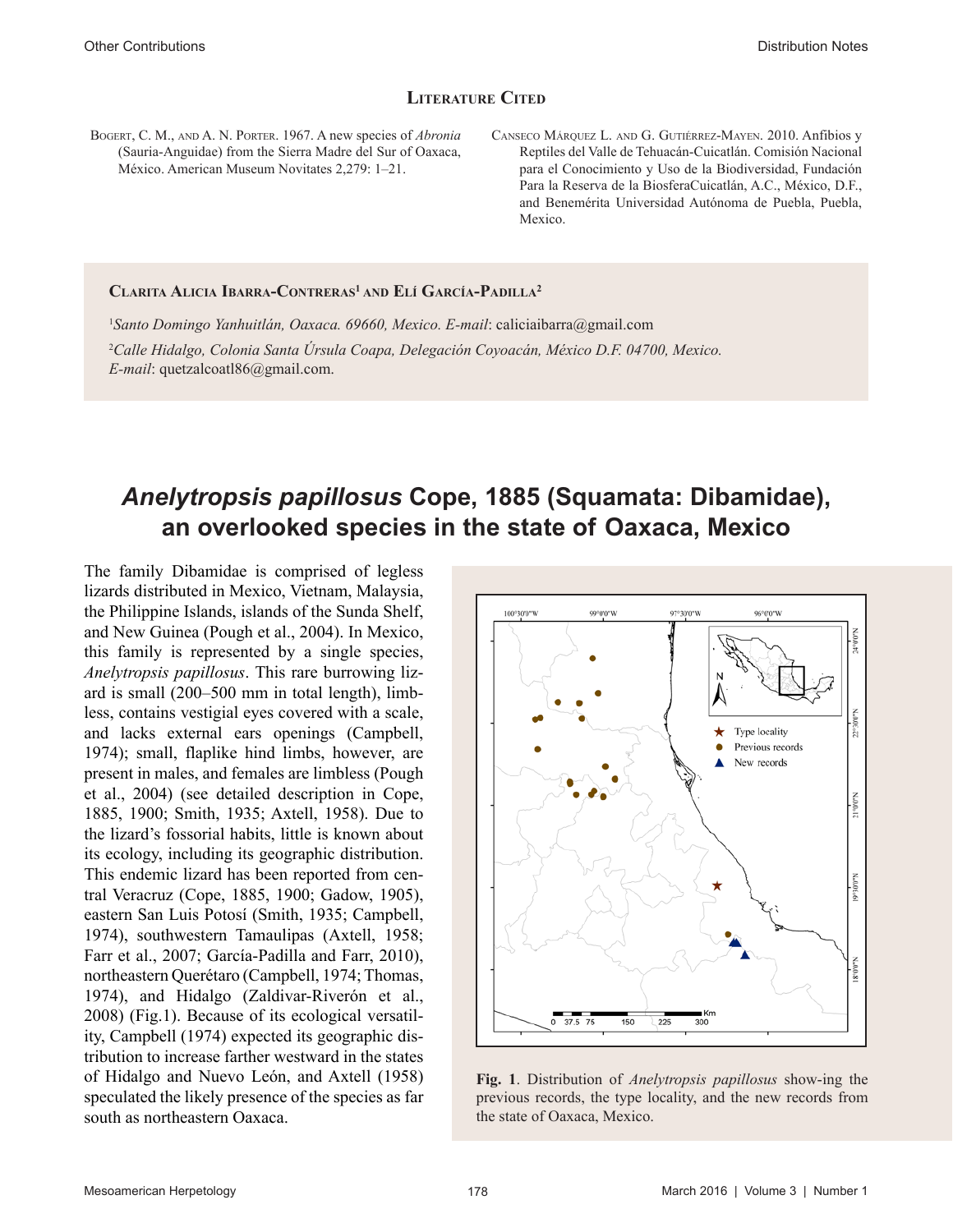## Literature Cited

Bogert, C. M., and A. N. Porter. 1967. A new species of *Abronia* (Sauria-Anguidae) from the Sierra Madre del Sur of Oaxaca, México. American Museum Novitates 2,279: 1–21.

Canseco Márquez L. and G. Gutiérrez-Mayen. 2010. Anfibios y Reptiles del Valle de Tehuacán-Cuicatlán. Comisión Nacional para el Conocimiento y Uso de la Biodiversidad, Fundación Para la Reserva de la BiosferaCuicatlán, A.C., México, D.F., and Benemérita Universidad Autónoma de Puebla, Puebla, Mexico.

**Clarita Alicia Ibarra-Contreras[1] and Elí García-Padilla[2]**

[1]*Santo Domingo Yanhuitlán, Oaxaca. 69660, Mexico. E-mail*: caliciaibarra@gmail.com

[2]*Calle Hidalgo, Colonia Santa Úrsula Coapa, Delegación Coyoacán, México D.F. 04700, Mexico. E-mail*: quetzalcoatl86@gmail.com.

# *Anelytropsis papillosus* Cope, 1885 (Squamata: Dibamidae), an overlooked species in the state of Oaxaca, Mexico

The family Dibamidae is comprised of legless lizards distributed in Mexico, Vietnam, Malaysia, the Philippine Islands, islands of the Sunda Shelf, and New Guinea (Pough et al., 2004). In Mexico, this family is represented by a single species, *Anelytropsis papillosus*. This rare burrowing lizard is small (200–500 mm in total length), limbless, contains vestigial eyes covered with a scale, and lacks external ears openings (Campbell, 1974); small, flaplike hind limbs, however, are present in males, and females are limbless (Pough et al., 2004) (see detailed description in Cope, 1885, 1900; Smith, 1935; Axtell, 1958). Due to the lizard's fossorial habits, little is known about its ecology, including its geographic distribution. This endemic lizard has been reported from central Veracruz (Cope, 1885, 1900; Gadow, 1905), eastern San Luis Potosí (Smith, 1935; Campbell, 1974), southwestern Tamaulipas (Axtell, 1958; Farr et al., 2007; García-Padilla and Farr, 2010), northeastern Querétaro (Campbell, 1974; Thomas, 1974), and Hidalgo (Zaldivar-Riverón et al., 2008) (Fig.1). Because of its ecological versatility, Campbell (1974) expected its geographic distribution to increase farther westward in the states of Hidalgo and Nuevo León, and Axtell (1958) speculated the likely presence of the species as far south as northeastern Oaxaca.

**Fig. 1**. Distribution of *Anelytropsis papillosus* show-ing the previous records, the type locality, and the new records from the state of Oaxaca, Mexico.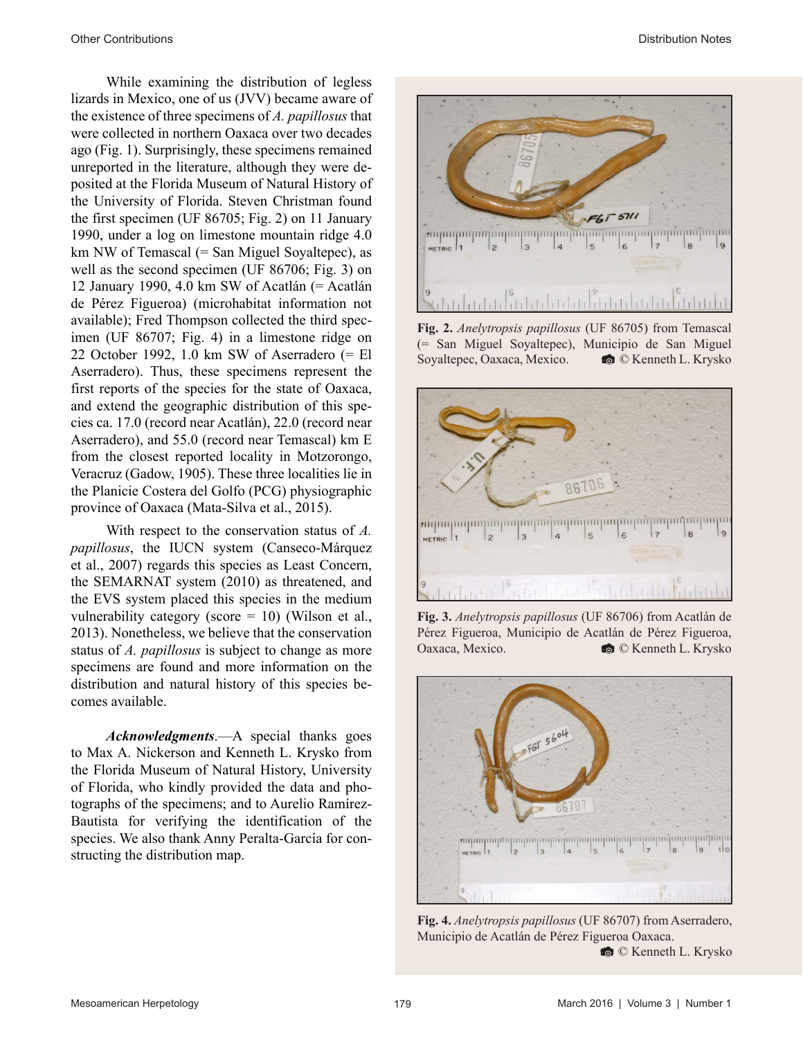While examining the distribution of legless lizards in Mexico, one of us (JVV) became aware of the existence of three specimens of *A. papillosus* that were collected in northern Oaxaca over two decades ago (Fig. 1). Surprisingly, these specimens remained unreported in the literature, although they were deposited at the Florida Museum of Natural History of the University of Florida. Steven Christman found the first specimen (UF 86705; Fig. 2) on 11 January 1990, under a log on limestone mountain ridge 4.0 km NW of Temascal (= San Miguel Soyaltepec), as well as the second specimen (UF 86706; Fig. 3) on 12 January 1990, 4.0 km SW of Acatlán (= Acatlán de Pérez Figueroa) (microhabitat information not available); Fred Thompson collected the third specimen (UF 86707; Fig. 4) in a limestone ridge on 22 October 1992, 1.0 km SW of Aserradero (= El Aserradero). Thus, these specimens represent the first reports of the species for the state of Oaxaca, and extend the geographic distribution of this species ca. 17.0 (record near Acatlán), 22.0 (record near Aserradero), and 55.0 (record near Temascal) km E from the closest reported locality in Motzorongo, Veracruz (Gadow, 1905). These three localities lie in the Planicie Costera del Golfo (PCG) physiographic province of Oaxaca (Mata-Silva et al., 2015).

With respect to the conservation status of *A. papillosus*, the IUCN system (Canseco-Márquez et al., 2007) regards this species as Least Concern, the SEMARNAT system (2010) as threatened, and the EVS system placed this species in the medium vulnerability category (score = 10) (Wilson et al., 2013). Nonetheless, we believe that the conservation status of *A. papillosus* is subject to change as more specimens are found and more information on the distribution and natural history of this species becomes available.

***Acknowledgments***.—A special thanks goes to Max A. Nickerson and Kenneth L. Krysko from the Florida Museum of Natural History, University of Florida, who kindly provided the data and photographs of the specimens; and to Aurelio Ramírez-Bautista for verifying the identification of the species. We also thank Anny Peralta-García for constructing the distribution map.

**Fig. 2.** *Anelytropsis papillosus* (UF 86705) from Temascal (= San Miguel Soyaltepec), Municipio de San Miguel Soyaltepec, Oaxaca, Mexico. © Kenneth L. Krysko

**Fig. 3.** *Anelytropsis papillosus* (UF 86706) from Acatlán de Pérez Figueroa, Municipio de Acatlán de Pérez Figueroa, Oaxaca, Mexico. © Kenneth L. Krysko

**Fig. 4.** *Anelytropsis papillosus* (UF 86707) from Aserradero, Municipio de Acatlán de Pérez Figueroa Oaxaca. © Kenneth L. Krysko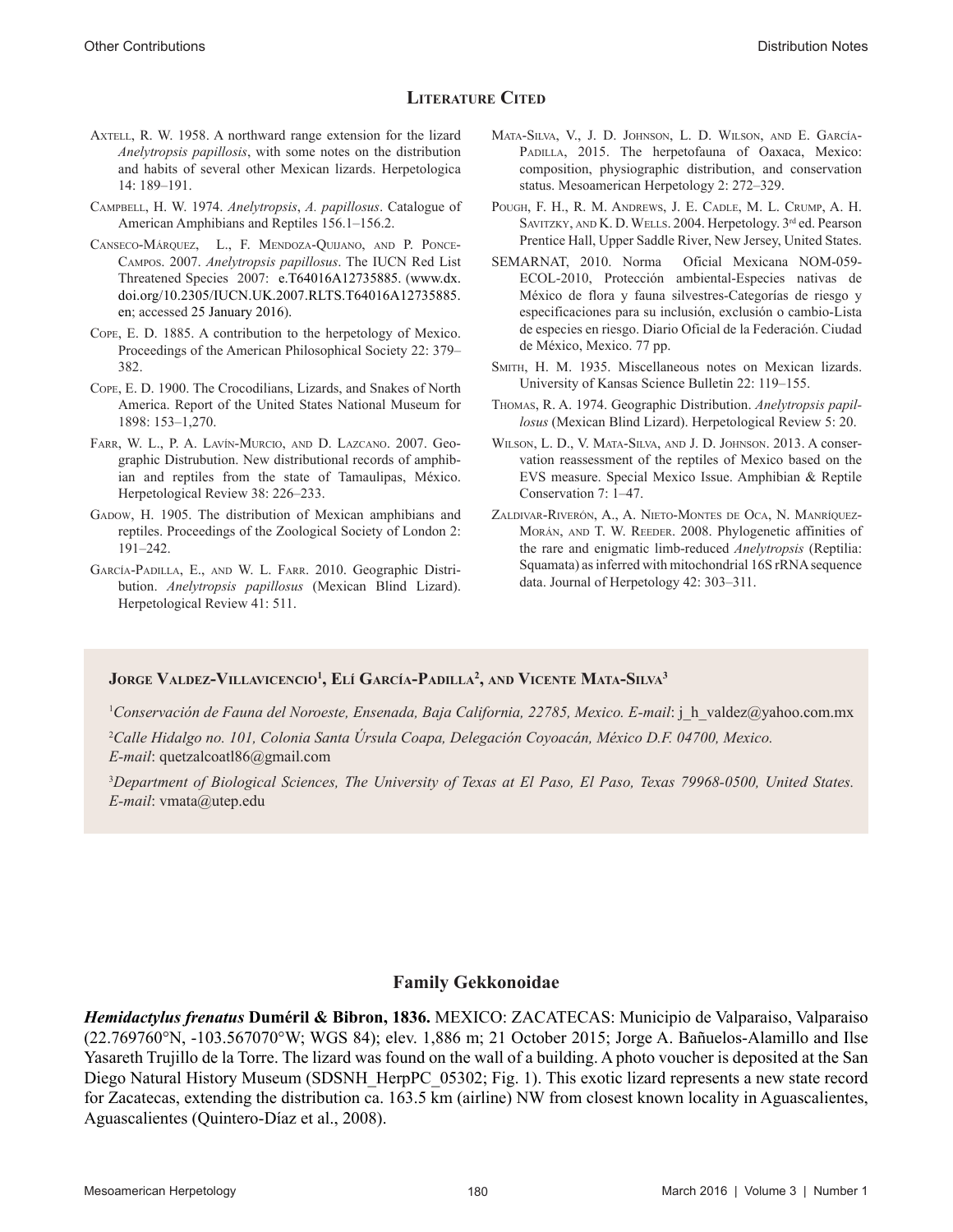## Literature Cited

Axtell, R. W. 1958. A northward range extension for the lizard *Anelytropsis papillosis*, with some notes on the distribution and habits of several other Mexican lizards. Herpetologica 14: 189–191.

Campbell, H. W. 1974. *Anelytropsis*, *A. papillosus*. Catalogue of American Amphibians and Reptiles 156.1–156.2.

Canseco-Márquez, L., F. Mendoza-Quijano, and P. Ponce-Campos. 2007. *Anelytropsis papillosus*. The IUCN Red List Threatened Species 2007: e.T64016A12735885. (www.dx.doi.org/10.2305/IUCN.UK.2007.RLTS.T64016A12735885.en; accessed 25 January 2016).

Cope, E. D. 1885. A contribution to the herpetology of Mexico. Proceedings of the American Philosophical Society 22: 379–382.

Cope, E. D. 1900. The Crocodilians, Lizards, and Snakes of North America. Report of the United States National Museum for 1898: 153–1,270.

Farr, W. L., P. A. Lavín-Murcio, and D. Lazcano. 2007. Geographic Distrubution. New distributional records of amphibian and reptiles from the state of Tamaulipas, México. Herpetological Review 38: 226–233.

Gadow, H. 1905. The distribution of Mexican amphibians and reptiles. Proceedings of the Zoological Society of London 2: 191–242.

García-Padilla, E., and W. L. Farr. 2010. Geographic Distribution. *Anelytropsis papillosus* (Mexican Blind Lizard). Herpetological Review 41: 511.

Mata-Silva, V., J. D. Johnson, L. D. Wilson, and E. García-Padilla, 2015. The herpetofauna of Oaxaca, Mexico: composition, physiographic distribution, and conservation status. Mesoamerican Herpetology 2: 272–329.

Pough, F. H., R. M. Andrews, J. E. Cadle, M. L. Crump, A. H. Savitzky, and K. D. Wells. 2004. Herpetology. 3rd ed. Pearson Prentice Hall, Upper Saddle River, New Jersey, United States.

SEMARNAT, 2010. Norma Oficial Mexicana NOM-059-ECOL-2010, Protección ambiental-Especies nativas de México de flora y fauna silvestres-Categorías de riesgo y especificaciones para su inclusión, exclusión o cambio-Lista de especies en riesgo. Diario Oficial de la Federación. Ciudad de México, Mexico. 77 pp.

Smith, H. M. 1935. Miscellaneous notes on Mexican lizards. University of Kansas Science Bulletin 22: 119–155.

Thomas, R. A. 1974. Geographic Distribution. *Anelytropsis papillosus* (Mexican Blind Lizard). Herpetological Review 5: 20.

Wilson, L. D., V. Mata-Silva, and J. D. Johnson. 2013. A conservation reassessment of the reptiles of Mexico based on the EVS measure. Special Mexico Issue. Amphibian & Reptile Conservation 7: 1–47.

Zaldivar-Riverón, A., A. Nieto-Montes de Oca, N. Manríquez-Morán, and T. W. Reeder. 2008. Phylogenetic affinities of the rare and enigmatic limb-reduced *Anelytropsis* (Reptilia: Squamata) as inferred with mitochondrial 16S rRNA sequence data. Journal of Herpetology 42: 303–311.

**Jorge Valdez-Villavicencio[1], Elí García-Padilla[2], and Vicente Mata-Silva[3]**

[1]*Conservación de Fauna del Noroeste, Ensenada, Baja California, 22785, Mexico. E-mail*: j_h_valdez@yahoo.com.mx

[2]*Calle Hidalgo no. 101, Colonia Santa Úrsula Coapa, Delegación Coyoacán, México D.F. 04700, Mexico. E-mail*: quetzalcoatl86@gmail.com

[3]*Department of Biological Sciences, The University of Texas at El Paso, El Paso, Texas 79968-0500, United States. E-mail*: vmata@utep.edu

## Family Gekkonoidae

***Hemidactylus frenatus* Duméril & Bibron, 1836.** MEXICO: ZACATECAS: Municipio de Valparaiso, Valparaiso (22.769760°N, -103.567070°W; WGS 84); elev. 1,886 m; 21 October 2015; Jorge A. Bañuelos-Alamillo and Ilse Yasareth Trujillo de la Torre. The lizard was found on the wall of a building. A photo voucher is deposited at the San Diego Natural History Museum (SDSNH_HerpPC_05302; Fig. 1). This exotic lizard represents a new state record for Zacatecas, extending the distribution ca. 163.5 km (airline) NW from closest known locality in Aguascalientes, Aguascalientes (Quintero-Díaz et al., 2008).